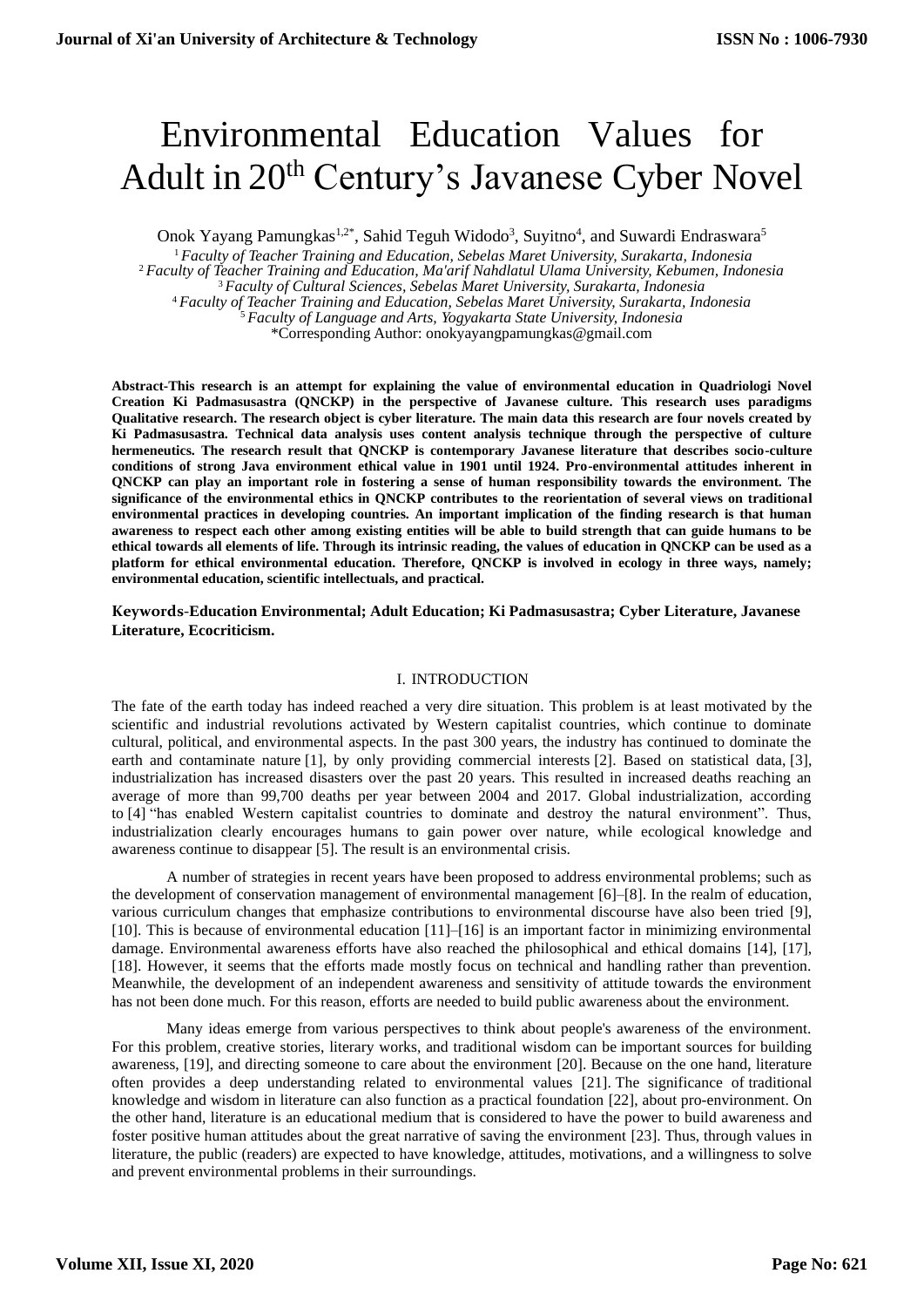# Environmental Education Values for Adult in 20th Century's Javanese Cyber Novel

Onok Yayang Pamungkas[1,2*], Sahid Teguh Widodo[3], Suyitno[4], and Suwardi Endraswara[5]

[1] *Faculty of Teacher Training and Education, Sebelas Maret University, Surakarta, Indonesia*
[2] *Faculty of Teacher Training and Education, Ma'arif Nahdlatul Ulama University, Kebumen, Indonesia*
[3] *Faculty of Cultural Sciences, Sebelas Maret University, Surakarta, Indonesia*
[4] *Faculty of Teacher Training and Education, Sebelas Maret University, Surakarta, Indonesia*
[5] *Faculty of Language and Arts, Yogyakarta State University, Indonesia*
*Corresponding Author: onokyayangpamungkas@gmail.com

**Abstract-This research is an attempt for explaining the value of environmental education in Quadriologi Novel Creation Ki Padmasusastra (QNCKP) in the perspective of Javanese culture. This research uses paradigms Qualitative research. The research object is cyber literature. The main data this research are four novels created by Ki Padmasusastra. Technical data analysis uses content analysis technique through the perspective of culture hermeneutics. The research result that QNCKP is contemporary Javanese literature that describes socio-culture conditions of strong Java environment ethical value in 1901 until 1924. Pro-environmental attitudes inherent in QNCKP can play an important role in fostering a sense of human responsibility towards the environment. The significance of the environmental ethics in QNCKP contributes to the reorientation of several views on traditional environmental practices in developing countries. An important implication of the finding research is that human awareness to respect each other among existing entities will be able to build strength that can guide humans to be ethical towards all elements of life. Through its intrinsic reading, the values of education in QNCKP can be used as a platform for ethical environmental education. Therefore, QNCKP is involved in ecology in three ways, namely; environmental education, scientific intellectuals, and practical.**

**Keywords-Education Environmental; Adult Education; Ki Padmasusastra; Cyber Literature, Javanese Literature, Ecocriticism.**

## I. INTRODUCTION

The fate of the earth today has indeed reached a very dire situation. This problem is at least motivated by the scientific and industrial revolutions activated by Western capitalist countries, which continue to dominate cultural, political, and environmental aspects. In the past 300 years, the industry has continued to dominate the earth and contaminate nature [1], by only providing commercial interests [2]. Based on statistical data, [3], industrialization has increased disasters over the past 20 years. This resulted in increased deaths reaching an average of more than 99,700 deaths per year between 2004 and 2017. Global industrialization, according to [4] "has enabled Western capitalist countries to dominate and destroy the natural environment". Thus, industrialization clearly encourages humans to gain power over nature, while ecological knowledge and awareness continue to disappear [5]. The result is an environmental crisis.

A number of strategies in recent years have been proposed to address environmental problems; such as the development of conservation management of environmental management [6]–[8]. In the realm of education, various curriculum changes that emphasize contributions to environmental discourse have also been tried [9], [10]. This is because of environmental education [11]–[16] is an important factor in minimizing environmental damage. Environmental awareness efforts have also reached the philosophical and ethical domains [14], [17], [18]. However, it seems that the efforts made mostly focus on technical and handling rather than prevention. Meanwhile, the development of an independent awareness and sensitivity of attitude towards the environment has not been done much. For this reason, efforts are needed to build public awareness about the environment.

Many ideas emerge from various perspectives to think about people's awareness of the environment. For this problem, creative stories, literary works, and traditional wisdom can be important sources for building awareness, [19], and directing someone to care about the environment [20]. Because on the one hand, literature often provides a deep understanding related to environmental values [21]. The significance of traditional knowledge and wisdom in literature can also function as a practical foundation [22], about pro-environment. On the other hand, literature is an educational medium that is considered to have the power to build awareness and foster positive human attitudes about the great narrative of saving the environment [23]. Thus, through values in literature, the public (readers) are expected to have knowledge, attitudes, motivations, and a willingness to solve and prevent environmental problems in their surroundings.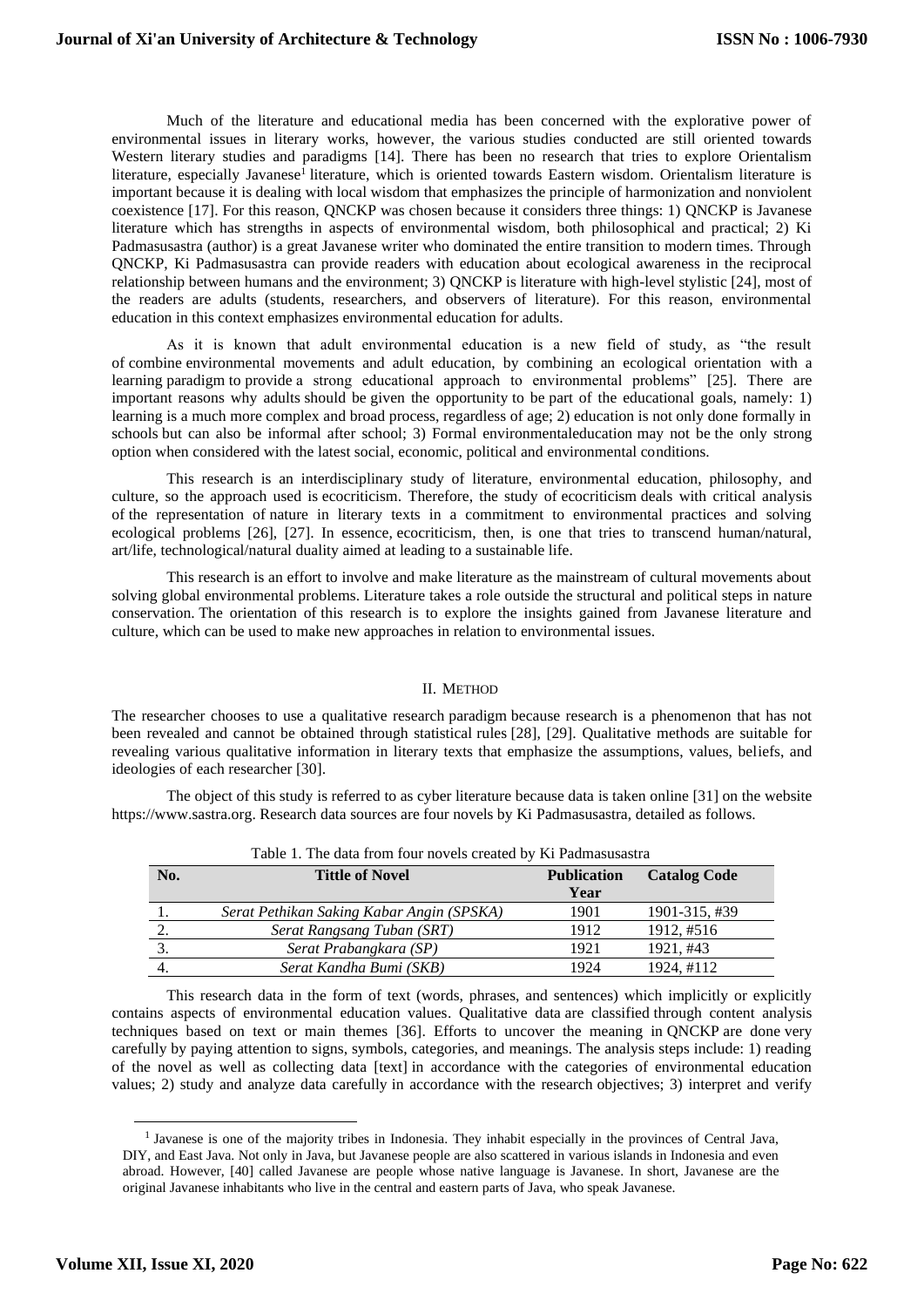Much of the literature and educational media has been concerned with the explorative power of environmental issues in literary works, however, the various studies conducted are still oriented towards Western literary studies and paradigms [14]. There has been no research that tries to explore Orientalism literature, especially Javanese[1] literature, which is oriented towards Eastern wisdom. Orientalism literature is important because it is dealing with local wisdom that emphasizes the principle of harmonization and nonviolent coexistence [17]. For this reason, QNCKP was chosen because it considers three things: 1) QNCKP is Javanese literature which has strengths in aspects of environmental wisdom, both philosophical and practical; 2) Ki Padmasusastra (author) is a great Javanese writer who dominated the entire transition to modern times. Through QNCKP, Ki Padmasusastra can provide readers with education about ecological awareness in the reciprocal relationship between humans and the environment; 3) QNCKP is literature with high-level stylistic [24], most of the readers are adults (students, researchers, and observers of literature). For this reason, environmental education in this context emphasizes environmental education for adults.

As it is known that adult environmental education is a new field of study, as "the result of combine environmental movements and adult education, by combining an ecological orientation with a learning paradigm to provide a strong educational approach to environmental problems" [25]. There are important reasons why adults should be given the opportunity to be part of the educational goals, namely: 1) learning is a much more complex and broad process, regardless of age; 2) education is not only done formally in schools but can also be informal after school; 3) Formal environmentaleducation may not be the only strong option when considered with the latest social, economic, political and environmental conditions.

This research is an interdisciplinary study of literature, environmental education, philosophy, and culture, so the approach used is ecocriticism. Therefore, the study of ecocriticism deals with critical analysis of the representation of nature in literary texts in a commitment to environmental practices and solving ecological problems [26], [27]. In essence, ecocriticism, then, is one that tries to transcend human/natural, art/life, technological/natural duality aimed at leading to a sustainable life.

This research is an effort to involve and make literature as the mainstream of cultural movements about solving global environmental problems. Literature takes a role outside the structural and political steps in nature conservation. The orientation of this research is to explore the insights gained from Javanese literature and culture, which can be used to make new approaches in relation to environmental issues.

## II. METHOD

The researcher chooses to use a qualitative research paradigm because research is a phenomenon that has not been revealed and cannot be obtained through statistical rules [28], [29]. Qualitative methods are suitable for revealing various qualitative information in literary texts that emphasize the assumptions, values, beliefs, and ideologies of each researcher [30].

The object of this study is referred to as cyber literature because data is taken online [31] on the website https://www.sastra.org. Research data sources are four novels by Ki Padmasusastra, detailed as follows.

Table 1. The data from four novels created by Ki Padmasusastra

| No. | Tittle of Novel | Publication Year | Catalog Code |
|---|---|---|---|
| 1. | *Serat Pethikan Saking Kabar Angin (SPSKA)* | 1901 | 1901-315, #39 |
| 2. | *Serat Rangsang Tuban (SRT)* | 1912 | 1912, #516 |
| 3. | *Serat Prabangkara (SP)* | 1921 | 1921, #43 |
| 4. | *Serat Kandha Bumi (SKB)* | 1924 | 1924, #112 |

This research data in the form of text (words, phrases, and sentences) which implicitly or explicitly contains aspects of environmental education values. Qualitative data are classified through content analysis techniques based on text or main themes [36]. Efforts to uncover the meaning in QNCKP are done very carefully by paying attention to signs, symbols, categories, and meanings. The analysis steps include: 1) reading of the novel as well as collecting data [text] in accordance with the categories of environmental education values; 2) study and analyze data carefully in accordance with the research objectives; 3) interpret and verify

[1] Javanese is one of the majority tribes in Indonesia. They inhabit especially in the provinces of Central Java, DIY, and East Java. Not only in Java, but Javanese people are also scattered in various islands in Indonesia and even abroad. However, [40] called Javanese are people whose native language is Javanese. In short, Javanese are the original Javanese inhabitants who live in the central and eastern parts of Java, who speak Javanese.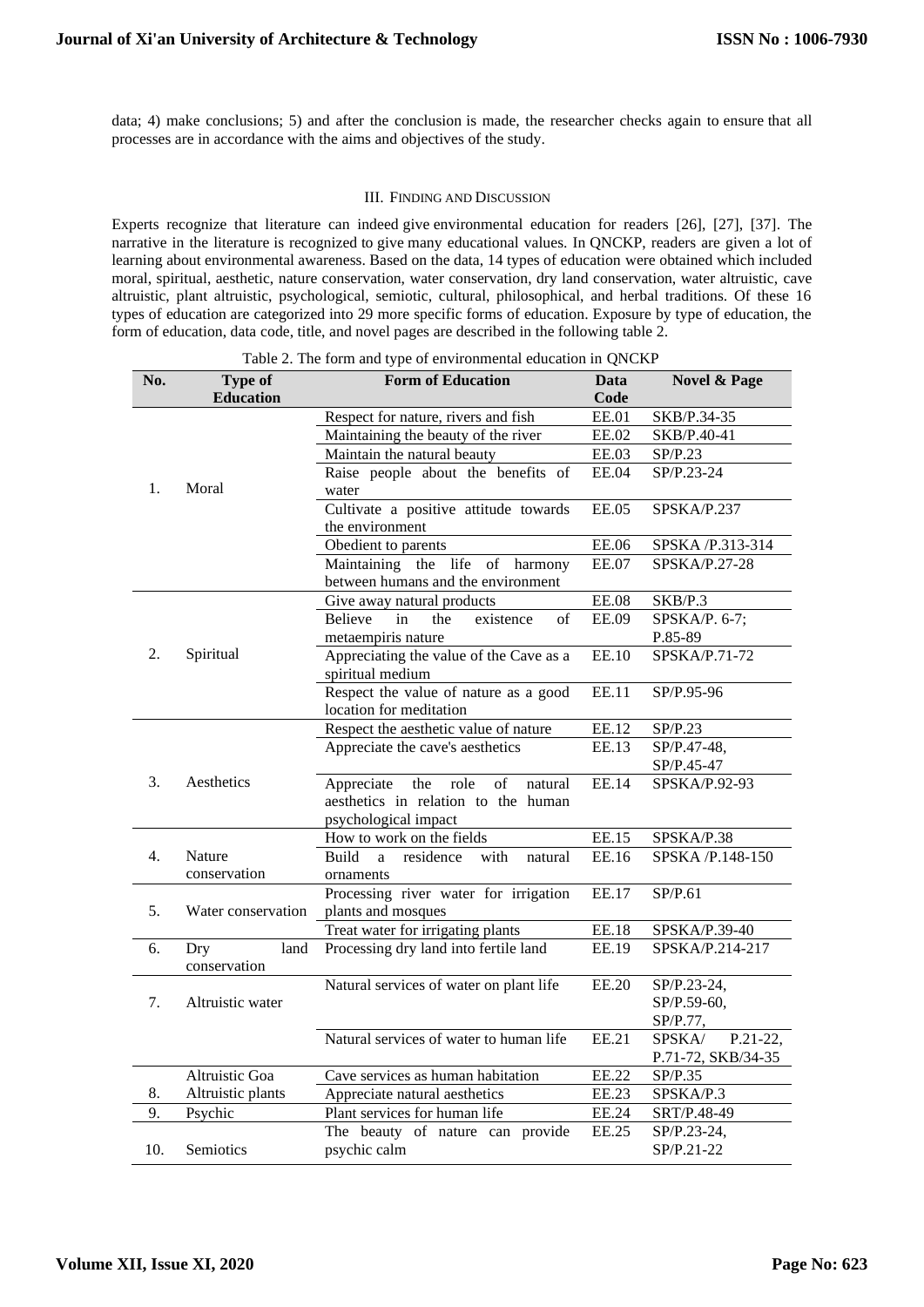data; 4) make conclusions; 5) and after the conclusion is made, the researcher checks again to ensure that all processes are in accordance with the aims and objectives of the study.

## III. Finding and Discussion

Experts recognize that literature can indeed give environmental education for readers [26], [27], [37]. The narrative in the literature is recognized to give many educational values. In QNCKP, readers are given a lot of learning about environmental awareness. Based on the data, 14 types of education were obtained which included moral, spiritual, aesthetic, nature conservation, water conservation, dry land conservation, water altruistic, cave altruistic, plant altruistic, psychological, semiotic, cultural, philosophical, and herbal traditions. Of these 16 types of education are categorized into 29 more specific forms of education. Exposure by type of education, the form of education, data code, title, and novel pages are described in the following table 2.

Table 2. The form and type of environmental education in QNCKP

| No. | Type of Education | Form of Education | Data Code | Novel & Page |
|---|---|---|---|---|
| 1. | Moral | Respect for nature, rivers and fish | EE.01 | SKB/P.34-35 |
| | | Maintaining the beauty of the river | EE.02 | SKB/P.40-41 |
| | | Maintain the natural beauty | EE.03 | SP/P.23 |
| | | Raise people about the benefits of water | EE.04 | SP/P.23-24 |
| | | Cultivate a positive attitude towards the environment | EE.05 | SPSKA/P.237 |
| | | Obedient to parents | EE.06 | SPSKA /P.313-314 |
| | | Maintaining the life of harmony between humans and the environment | EE.07 | SPSKA/P.27-28 |
| 2. | Spiritual | Give away natural products | EE.08 | SKB/P.3 |
| | | Believe in the existence of metaempiris nature | EE.09 | SPSKA/P. 6-7; P.85-89 |
| | | Appreciating the value of the Cave as a spiritual medium | EE.10 | SPSKA/P.71-72 |
| | | Respect the value of nature as a good location for meditation | EE.11 | SP/P.95-96 |
| 3. | Aesthetics | Respect the aesthetic value of nature | EE.12 | SP/P.23 |
| | | Appreciate the cave's aesthetics | EE.13 | SP/P.47-48, SP/P.45-47 |
| | | Appreciate the role of natural aesthetics in relation to the human psychological impact | EE.14 | SPSKA/P.92-93 |
| 4. | Nature conservation | How to work on the fields | EE.15 | SPSKA/P.38 |
| | | Build a residence with natural ornaments | EE.16 | SPSKA /P.148-150 |
| 5. | Water conservation | Processing river water for irrigation plants and mosques | EE.17 | SP/P.61 |
| | | Treat water for irrigating plants | EE.18 | SPSKA/P.39-40 |
| 6. | Dry land conservation | Processing dry land into fertile land | EE.19 | SPSKA/P.214-217 |
| 7. | Altruistic water | Natural services of water on plant life | EE.20 | SP/P.23-24, SP/P.59-60, SP/P.77, |
| | | Natural services of water to human life | EE.21 | SPSKA/ P.21-22, P.71-72, SKB/34-35 |
| | Altruistic Goa | Cave services as human habitation | EE.22 | SP/P.35 |
| 8. | Altruistic plants | Appreciate natural aesthetics | EE.23 | SPSKA/P.3 |
| 9. | Psychic | Plant services for human life | EE.24 | SRT/P.48-49 |
| 10. | Semiotics | The beauty of nature can provide psychic calm | EE.25 | SP/P.23-24, SP/P.21-22 |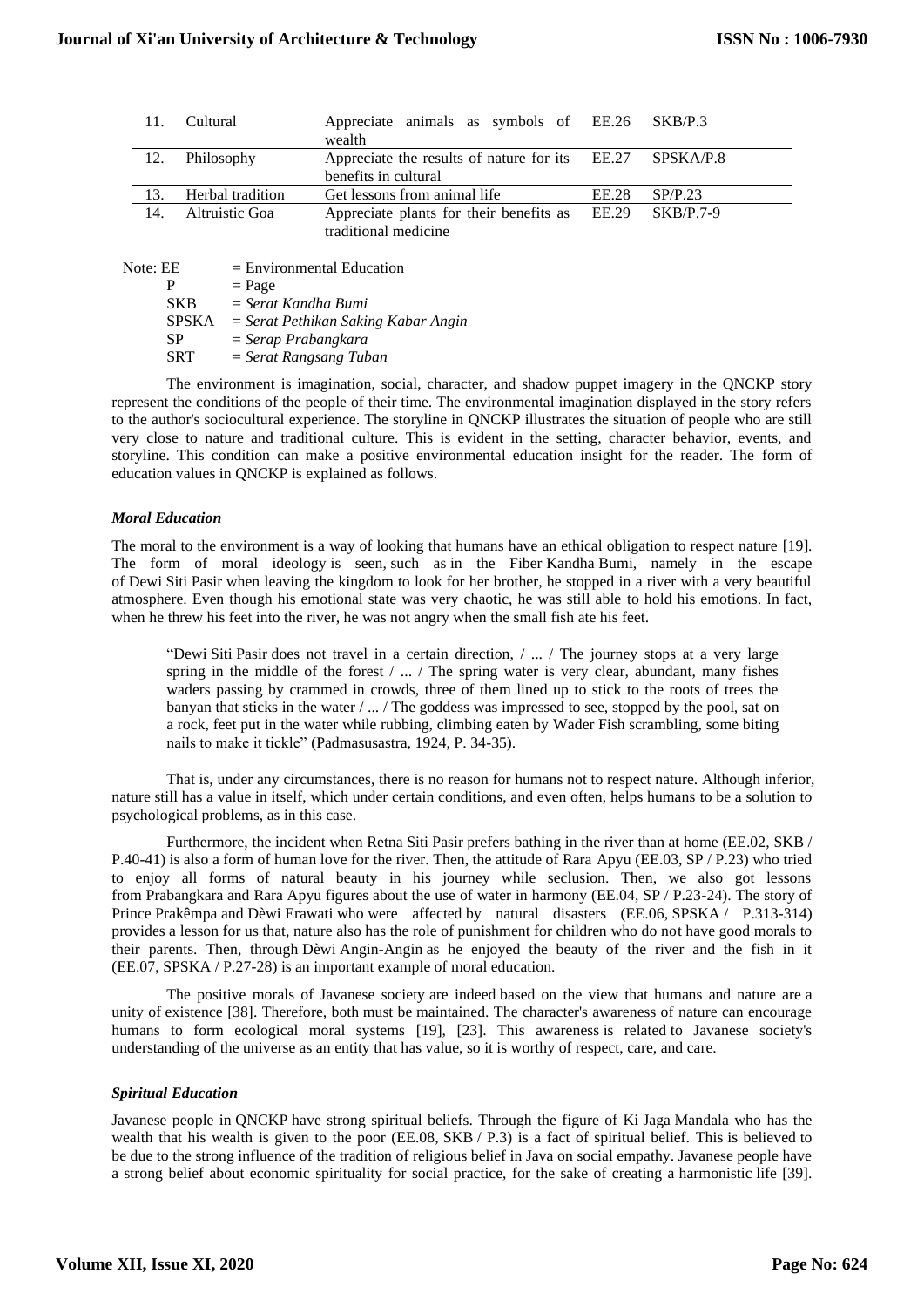| 11. | Cultural | Appreciate animals as symbols of wealth | EE.26 | SKB/P.3 |
|---|---|---|---|---|
| 12. | Philosophy | Appreciate the results of nature for its benefits in cultural | EE.27 | SPSKA/P.8 |
| 13. | Herbal tradition | Get lessons from animal life | EE.28 | SP/P.23 |
| 14. | Altruistic Goa | Appreciate plants for their benefits as traditional medicine | EE.29 | SKB/P.7-9 |

Note: EE = Environmental Education
P = Page
SKB = *Serat Kandha Bumi*
SPSKA = *Serat Pethikan Saking Kabar Angin*
SP = *Serap Prabangkara*
SRT = *Serat Rangsang Tuban*

The environment is imagination, social, character, and shadow puppet imagery in the QNCKP story represent the conditions of the people of their time. The environmental imagination displayed in the story refers to the author's sociocultural experience. The storyline in QNCKP illustrates the situation of people who are still very close to nature and traditional culture. This is evident in the setting, character behavior, events, and storyline. This condition can make a positive environmental education insight for the reader. The form of education values in QNCKP is explained as follows.

### *Moral Education*

The moral to the environment is a way of looking that humans have an ethical obligation to respect nature [19]. The form of moral ideology is seen, such as in the Fiber Kandha Bumi, namely in the escape of Dewi Siti Pasir when leaving the kingdom to look for her brother, he stopped in a river with a very beautiful atmosphere. Even though his emotional state was very chaotic, he was still able to hold his emotions. In fact, when he threw his feet into the river, he was not angry when the small fish ate his feet.

> "Dewi Siti Pasir does not travel in a certain direction, / ... / The journey stops at a very large spring in the middle of the forest / ... / The spring water is very clear, abundant, many fishes waders passing by crammed in crowds, three of them lined up to stick to the roots of trees the banyan that sticks in the water / ... / The goddess was impressed to see, stopped by the pool, sat on a rock, feet put in the water while rubbing, climbing eaten by Wader Fish scrambling, some biting nails to make it tickle" (Padmasusastra, 1924, P. 34-35).

That is, under any circumstances, there is no reason for humans not to respect nature. Although inferior, nature still has a value in itself, which under certain conditions, and even often, helps humans to be a solution to psychological problems, as in this case.

Furthermore, the incident when Retna Siti Pasir prefers bathing in the river than at home (EE.02, SKB / P.40-41) is also a form of human love for the river. Then, the attitude of Rara Apyu (EE.03, SP / P.23) who tried to enjoy all forms of natural beauty in his journey while seclusion. Then, we also got lessons from Prabangkara and Rara Apyu figures about the use of water in harmony (EE.04, SP / P.23-24). The story of Prince Prakêmpa and Dèwi Erawati who were affected by natural disasters (EE.06, SPSKA / P.313-314) provides a lesson for us that, nature also has the role of punishment for children who do not have good morals to their parents. Then, through Dèwi Angin-Angin as he enjoyed the beauty of the river and the fish in it (EE.07, SPSKA / P.27-28) is an important example of moral education.

The positive morals of Javanese society are indeed based on the view that humans and nature are a unity of existence [38]. Therefore, both must be maintained. The character's awareness of nature can encourage humans to form ecological moral systems [19], [23]. This awareness is related to Javanese society's understanding of the universe as an entity that has value, so it is worthy of respect, care, and care.

### *Spiritual Education*

Javanese people in QNCKP have strong spiritual beliefs. Through the figure of Ki Jaga Mandala who has the wealth that his wealth is given to the poor (EE.08, SKB / P.3) is a fact of spiritual belief. This is believed to be due to the strong influence of the tradition of religious belief in Java on social empathy. Javanese people have a strong belief about economic spirituality for social practice, for the sake of creating a harmonistic life [39].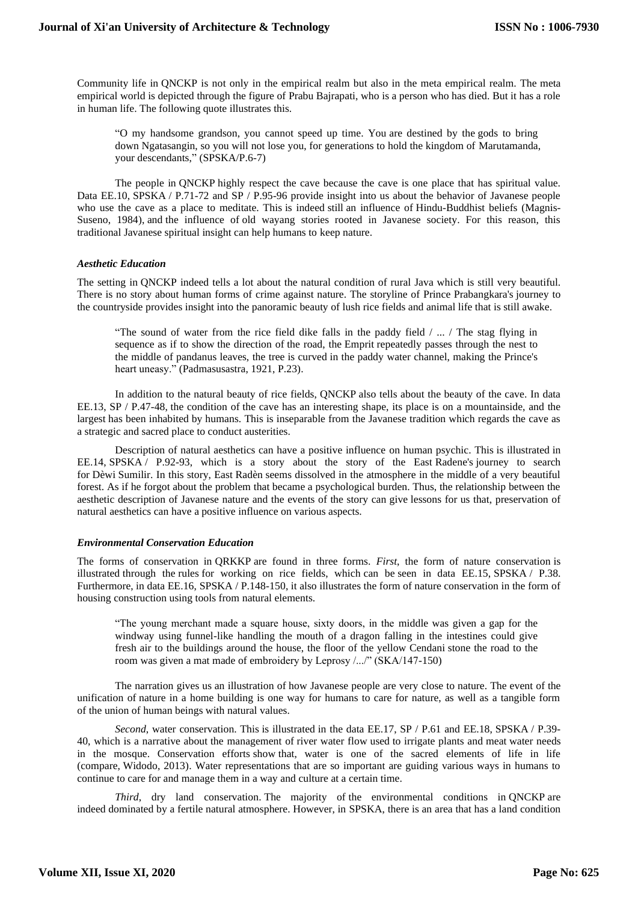Community life in QNCKP is not only in the empirical realm but also in the meta empirical realm. The meta empirical world is depicted through the figure of Prabu Bajrapati, who is a person who has died. But it has a role in human life. The following quote illustrates this.

> "O my handsome grandson, you cannot speed up time. You are destined by the gods to bring down Ngatasangin, so you will not lose you, for generations to hold the kingdom of Marutamanda, your descendants," (SPSKA/P.6-7)

The people in QNCKP highly respect the cave because the cave is one place that has spiritual value. Data EE.10, SPSKA / P.71-72 and SP / P.95-96 provide insight into us about the behavior of Javanese people who use the cave as a place to meditate. This is indeed still an influence of Hindu-Buddhist beliefs (Magnis-Suseno, 1984), and the influence of old wayang stories rooted in Javanese society. For this reason, this traditional Javanese spiritual insight can help humans to keep nature.

### *Aesthetic Education*

The setting in QNCKP indeed tells a lot about the natural condition of rural Java which is still very beautiful. There is no story about human forms of crime against nature. The storyline of Prince Prabangkara's journey to the countryside provides insight into the panoramic beauty of lush rice fields and animal life that is still awake.

> "The sound of water from the rice field dike falls in the paddy field / ... / The stag flying in sequence as if to show the direction of the road, the Emprit repeatedly passes through the nest to the middle of pandanus leaves, the tree is curved in the paddy water channel, making the Prince's heart uneasy." (Padmasusastra, 1921, P.23).

In addition to the natural beauty of rice fields, QNCKP also tells about the beauty of the cave. In data EE.13, SP / P.47-48, the condition of the cave has an interesting shape, its place is on a mountainside, and the largest has been inhabited by humans. This is inseparable from the Javanese tradition which regards the cave as a strategic and sacred place to conduct austerities.

Description of natural aesthetics can have a positive influence on human psychic. This is illustrated in EE.14, SPSKA / P.92-93, which is a story about the story of the East Radene's journey to search for Dèwi Sumilir. In this story, East Radèn seems dissolved in the atmosphere in the middle of a very beautiful forest. As if he forgot about the problem that became a psychological burden. Thus, the relationship between the aesthetic description of Javanese nature and the events of the story can give lessons for us that, preservation of natural aesthetics can have a positive influence on various aspects.

### *Environmental Conservation Education*

The forms of conservation in QRKKP are found in three forms. *First*, the form of nature conservation is illustrated through the rules for working on rice fields, which can be seen in data EE.15, SPSKA / P.38. Furthermore, in data EE.16, SPSKA / P.148-150, it also illustrates the form of nature conservation in the form of housing construction using tools from natural elements.

> "The young merchant made a square house, sixty doors, in the middle was given a gap for the windway using funnel-like handling the mouth of a dragon falling in the intestines could give fresh air to the buildings around the house, the floor of the yellow Cendani stone the road to the room was given a mat made of embroidery by Leprosy /.../" (SKA/147-150)

The narration gives us an illustration of how Javanese people are very close to nature. The event of the unification of nature in a home building is one way for humans to care for nature, as well as a tangible form of the union of human beings with natural values.

*Second*, water conservation. This is illustrated in the data EE.17, SP / P.61 and EE.18, SPSKA / P.39-40, which is a narrative about the management of river water flow used to irrigate plants and meat water needs in the mosque. Conservation efforts show that, water is one of the sacred elements of life in life (compare, Widodo, 2013). Water representations that are so important are guiding various ways in humans to continue to care for and manage them in a way and culture at a certain time.

*Third*, dry land conservation. The majority of the environmental conditions in QNCKP are indeed dominated by a fertile natural atmosphere. However, in SPSKA, there is an area that has a land condition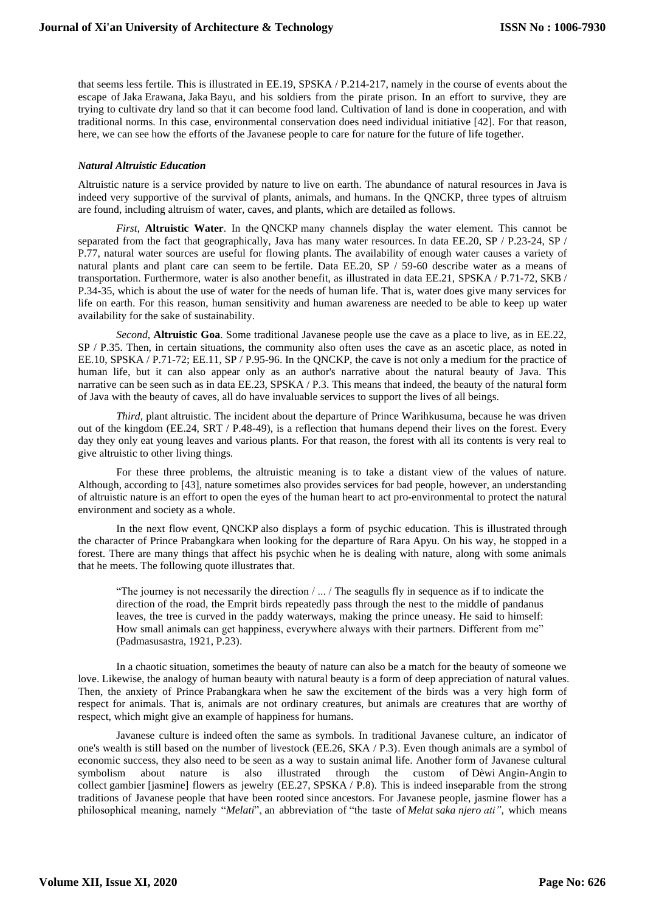that seems less fertile. This is illustrated in EE.19, SPSKA / P.214-217, namely in the course of events about the escape of Jaka Erawana, Jaka Bayu, and his soldiers from the pirate prison. In an effort to survive, they are trying to cultivate dry land so that it can become food land. Cultivation of land is done in cooperation, and with traditional norms. In this case, environmental conservation does need individual initiative [42]. For that reason, here, we can see how the efforts of the Javanese people to care for nature for the future of life together.

### *Natural Altruistic Education*

Altruistic nature is a service provided by nature to live on earth. The abundance of natural resources in Java is indeed very supportive of the survival of plants, animals, and humans. In the QNCKP, three types of altruism are found, including altruism of water, caves, and plants, which are detailed as follows.

*First*, **Altruistic Water**. In the QNCKP many channels display the water element. This cannot be separated from the fact that geographically, Java has many water resources. In data EE.20, SP / P.23-24, SP / P.77, natural water sources are useful for flowing plants. The availability of enough water causes a variety of natural plants and plant care can seem to be fertile. Data EE.20, SP / 59-60 describe water as a means of transportation. Furthermore, water is also another benefit, as illustrated in data EE.21, SPSKA / P.71-72, SKB / P.34-35, which is about the use of water for the needs of human life. That is, water does give many services for life on earth. For this reason, human sensitivity and human awareness are needed to be able to keep up water availability for the sake of sustainability.

*Second*, **Altruistic Goa**. Some traditional Javanese people use the cave as a place to live, as in EE.22, SP / P.35. Then, in certain situations, the community also often uses the cave as an ascetic place, as noted in EE.10, SPSKA / P.71-72; EE.11, SP / P.95-96. In the QNCKP, the cave is not only a medium for the practice of human life, but it can also appear only as an author's narrative about the natural beauty of Java. This narrative can be seen such as in data EE.23, SPSKA / P.3. This means that indeed, the beauty of the natural form of Java with the beauty of caves, all do have invaluable services to support the lives of all beings.

*Third*, plant altruistic. The incident about the departure of Prince Warihkusuma, because he was driven out of the kingdom (EE.24, SRT / P.48-49), is a reflection that humans depend their lives on the forest. Every day they only eat young leaves and various plants. For that reason, the forest with all its contents is very real to give altruistic to other living things.

For these three problems, the altruistic meaning is to take a distant view of the values of nature. Although, according to [43], nature sometimes also provides services for bad people, however, an understanding of altruistic nature is an effort to open the eyes of the human heart to act pro-environmental to protect the natural environment and society as a whole.

In the next flow event, QNCKP also displays a form of psychic education. This is illustrated through the character of Prince Prabangkara when looking for the departure of Rara Apyu. On his way, he stopped in a forest. There are many things that affect his psychic when he is dealing with nature, along with some animals that he meets. The following quote illustrates that.

> "The journey is not necessarily the direction / ... / The seagulls fly in sequence as if to indicate the direction of the road, the Emprit birds repeatedly pass through the nest to the middle of pandanus leaves, the tree is curved in the paddy waterways, making the prince uneasy. He said to himself: How small animals can get happiness, everywhere always with their partners. Different from me" (Padmasusastra, 1921, P.23).

In a chaotic situation, sometimes the beauty of nature can also be a match for the beauty of someone we love. Likewise, the analogy of human beauty with natural beauty is a form of deep appreciation of natural values. Then, the anxiety of Prince Prabangkara when he saw the excitement of the birds was a very high form of respect for animals. That is, animals are not ordinary creatures, but animals are creatures that are worthy of respect, which might give an example of happiness for humans.

Javanese culture is indeed often the same as symbols. In traditional Javanese culture, an indicator of one's wealth is still based on the number of livestock (EE.26, SKA / P.3). Even though animals are a symbol of economic success, they also need to be seen as a way to sustain animal life. Another form of Javanese cultural symbolism about nature is also illustrated through the custom of Dèwi Angin-Angin to collect gambier [jasmine] flowers as jewelry (EE.27, SPSKA / P.8). This is indeed inseparable from the strong traditions of Javanese people that have been rooted since ancestors. For Javanese people, jasmine flower has a philosophical meaning, namely "*Melati*", an abbreviation of "the taste of *Melat saka njero ati"*, which means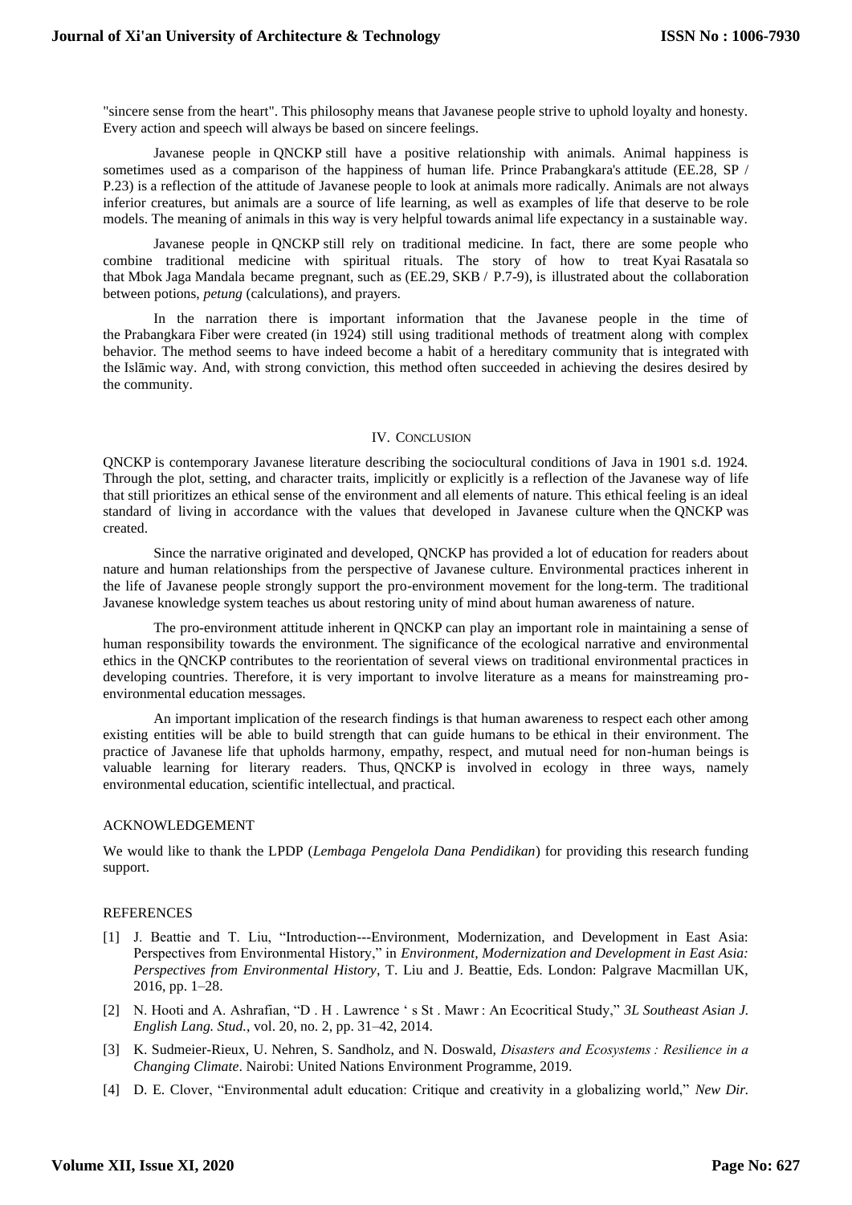"sincere sense from the heart". This philosophy means that Javanese people strive to uphold loyalty and honesty. Every action and speech will always be based on sincere feelings.

Javanese people in QNCKP still have a positive relationship with animals. Animal happiness is sometimes used as a comparison of the happiness of human life. Prince Prabangkara's attitude (EE.28, SP / P.23) is a reflection of the attitude of Javanese people to look at animals more radically. Animals are not always inferior creatures, but animals are a source of life learning, as well as examples of life that deserve to be role models. The meaning of animals in this way is very helpful towards animal life expectancy in a sustainable way.

Javanese people in QNCKP still rely on traditional medicine. In fact, there are some people who combine traditional medicine with spiritual rituals. The story of how to treat Kyai Rasatala so that Mbok Jaga Mandala became pregnant, such as (EE.29, SKB / P.7-9), is illustrated about the collaboration between potions, *petung* (calculations), and prayers.

In the narration there is important information that the Javanese people in the time of the Prabangkara Fiber were created (in 1924) still using traditional methods of treatment along with complex behavior. The method seems to have indeed become a habit of a hereditary community that is integrated with the Islāmic way. And, with strong conviction, this method often succeeded in achieving the desires desired by the community.

## IV. Conclusion

QNCKP is contemporary Javanese literature describing the sociocultural conditions of Java in 1901 s.d. 1924. Through the plot, setting, and character traits, implicitly or explicitly is a reflection of the Javanese way of life that still prioritizes an ethical sense of the environment and all elements of nature. This ethical feeling is an ideal standard of living in accordance with the values that developed in Javanese culture when the QNCKP was created.

Since the narrative originated and developed, QNCKP has provided a lot of education for readers about nature and human relationships from the perspective of Javanese culture. Environmental practices inherent in the life of Javanese people strongly support the pro-environment movement for the long-term. The traditional Javanese knowledge system teaches us about restoring unity of mind about human awareness of nature.

The pro-environment attitude inherent in QNCKP can play an important role in maintaining a sense of human responsibility towards the environment. The significance of the ecological narrative and environmental ethics in the QNCKP contributes to the reorientation of several views on traditional environmental practices in developing countries. Therefore, it is very important to involve literature as a means for mainstreaming pro-environmental education messages.

An important implication of the research findings is that human awareness to respect each other among existing entities will be able to build strength that can guide humans to be ethical in their environment. The practice of Javanese life that upholds harmony, empathy, respect, and mutual need for non-human beings is valuable learning for literary readers. Thus, QNCKP is involved in ecology in three ways, namely environmental education, scientific intellectual, and practical.

## ACKNOWLEDGEMENT

We would like to thank the LPDP (*Lembaga Pengelola Dana Pendidikan*) for providing this research funding support.

## REFERENCES

[1] J. Beattie and T. Liu, "Introduction---Environment, Modernization, and Development in East Asia: Perspectives from Environmental History," in *Environment, Modernization and Development in East Asia: Perspectives from Environmental History*, T. Liu and J. Beattie, Eds. London: Palgrave Macmillan UK, 2016, pp. 1–28.

[2] N. Hooti and A. Ashrafian, "D . H . Lawrence ' s St . Mawr : An Ecocritical Study," *3L Southeast Asian J. English Lang. Stud.*, vol. 20, no. 2, pp. 31–42, 2014.

[3] K. Sudmeier-Rieux, U. Nehren, S. Sandholz, and N. Doswald, *Disasters and Ecosystems : Resilience in a Changing Climate*. Nairobi: United Nations Environment Programme, 2019.

[4] D. E. Clover, "Environmental adult education: Critique and creativity in a globalizing world," *New Dir.*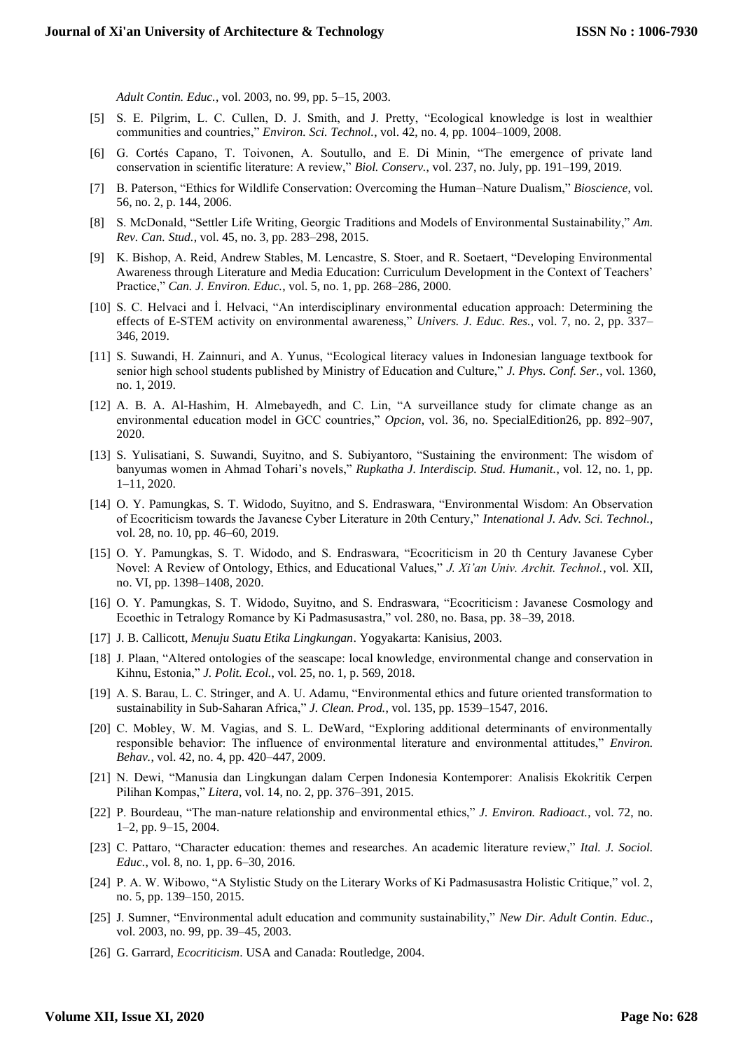*Adult Contin. Educ.*, vol. 2003, no. 99, pp. 5–15, 2003.

[5] S. E. Pilgrim, L. C. Cullen, D. J. Smith, and J. Pretty, "Ecological knowledge is lost in wealthier communities and countries," *Environ. Sci. Technol.*, vol. 42, no. 4, pp. 1004–1009, 2008.

[6] G. Cortés Capano, T. Toivonen, A. Soutullo, and E. Di Minin, "The emergence of private land conservation in scientific literature: A review," *Biol. Conserv.*, vol. 237, no. July, pp. 191–199, 2019.

[7] B. Paterson, "Ethics for Wildlife Conservation: Overcoming the Human–Nature Dualism," *Bioscience*, vol. 56, no. 2, p. 144, 2006.

[8] S. McDonald, "Settler Life Writing, Georgic Traditions and Models of Environmental Sustainability," *Am. Rev. Can. Stud.*, vol. 45, no. 3, pp. 283–298, 2015.

[9] K. Bishop, A. Reid, Andrew Stables, M. Lencastre, S. Stoer, and R. Soetaert, "Developing Environmental Awareness through Literature and Media Education: Curriculum Development in the Context of Teachers' Practice," *Can. J. Environ. Educ.*, vol. 5, no. 1, pp. 268–286, 2000.

[10] S. C. Helvaci and İ. Helvaci, "An interdisciplinary environmental education approach: Determining the effects of E-STEM activity on environmental awareness," *Univers. J. Educ. Res.*, vol. 7, no. 2, pp. 337–346, 2019.

[11] S. Suwandi, H. Zainnuri, and A. Yunus, "Ecological literacy values in Indonesian language textbook for senior high school students published by Ministry of Education and Culture," *J. Phys. Conf. Ser.*, vol. 1360, no. 1, 2019.

[12] A. B. A. Al-Hashim, H. Almebayedh, and C. Lin, "A surveillance study for climate change as an environmental education model in GCC countries," *Opcion*, vol. 36, no. SpecialEdition26, pp. 892–907, 2020.

[13] S. Yulisatiani, S. Suwandi, Suyitno, and S. Subiyantoro, "Sustaining the environment: The wisdom of banyumas women in Ahmad Tohari's novels," *Rupkatha J. Interdiscip. Stud. Humanit.*, vol. 12, no. 1, pp. 1–11, 2020.

[14] O. Y. Pamungkas, S. T. Widodo, Suyitno, and S. Endraswara, "Environmental Wisdom: An Observation of Ecocriticism towards the Javanese Cyber Literature in 20th Century," *Intenational J. Adv. Sci. Technol.*, vol. 28, no. 10, pp. 46–60, 2019.

[15] O. Y. Pamungkas, S. T. Widodo, and S. Endraswara, "Ecocriticism in 20 th Century Javanese Cyber Novel: A Review of Ontology, Ethics, and Educational Values," *J. Xi'an Univ. Archit. Technol.*, vol. XII, no. VI, pp. 1398–1408, 2020.

[16] O. Y. Pamungkas, S. T. Widodo, Suyitno, and S. Endraswara, "Ecocriticism : Javanese Cosmology and Ecoethic in Tetralogy Romance by Ki Padmasusastra," vol. 280, no. Basa, pp. 38–39, 2018.

[17] J. B. Callicott, *Menuju Suatu Etika Lingkungan*. Yogyakarta: Kanisius, 2003.

[18] J. Plaan, "Altered ontologies of the seascape: local knowledge, environmental change and conservation in Kihnu, Estonia," *J. Polit. Ecol.*, vol. 25, no. 1, p. 569, 2018.

[19] A. S. Barau, L. C. Stringer, and A. U. Adamu, "Environmental ethics and future oriented transformation to sustainability in Sub-Saharan Africa," *J. Clean. Prod.*, vol. 135, pp. 1539–1547, 2016.

[20] C. Mobley, W. M. Vagias, and S. L. DeWard, "Exploring additional determinants of environmentally responsible behavior: The influence of environmental literature and environmental attitudes," *Environ. Behav.*, vol. 42, no. 4, pp. 420–447, 2009.

[21] N. Dewi, "Manusia dan Lingkungan dalam Cerpen Indonesia Kontemporer: Analisis Ekokritik Cerpen Pilihan Kompas," *Litera*, vol. 14, no. 2, pp. 376–391, 2015.

[22] P. Bourdeau, "The man-nature relationship and environmental ethics," *J. Environ. Radioact.*, vol. 72, no. 1–2, pp. 9–15, 2004.

[23] C. Pattaro, "Character education: themes and researches. An academic literature review," *Ital. J. Sociol. Educ.*, vol. 8, no. 1, pp. 6–30, 2016.

[24] P. A. W. Wibowo, "A Stylistic Study on the Literary Works of Ki Padmasusastra Holistic Critique," vol. 2, no. 5, pp. 139–150, 2015.

[25] J. Sumner, "Environmental adult education and community sustainability," *New Dir. Adult Contin. Educ.*, vol. 2003, no. 99, pp. 39–45, 2003.

[26] G. Garrard, *Ecocriticism*. USA and Canada: Routledge, 2004.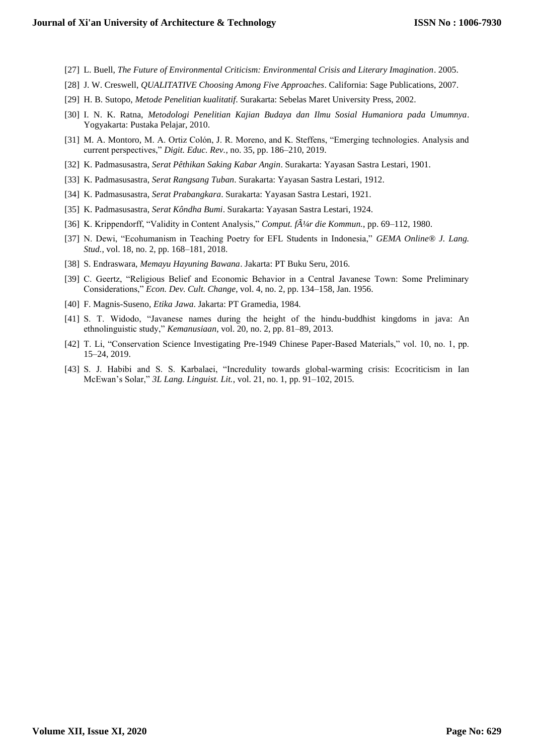[27] L. Buell, *The Future of Environmental Criticism: Environmental Crisis and Literary Imagination*. 2005.

[28] J. W. Creswell, *QUALITATIVE Choosing Among Five Approaches*. California: Sage Publications, 2007.

[29] H. B. Sutopo, *Metode Penelitian kualitatif*. Surakarta: Sebelas Maret University Press, 2002.

[30] I. N. K. Ratna, *Metodologi Penelitian Kajian Budaya dan Ilmu Sosial Humaniora pada Umumnya*. Yogyakarta: Pustaka Pelajar, 2010.

[31] M. A. Montoro, M. A. Ortiz Colón, J. R. Moreno, and K. Steffens, "Emerging technologies. Analysis and current perspectives," *Digit. Educ. Rev.*, no. 35, pp. 186–210, 2019.

[32] K. Padmasusastra, *Serat Pêthikan Saking Kabar Angin*. Surakarta: Yayasan Sastra Lestari, 1901.

[33] K. Padmasusastra, *Serat Rangsang Tuban*. Surakarta: Yayasan Sastra Lestari, 1912.

[34] K. Padmasusastra, *Serat Prabangkara*. Surakarta: Yayasan Sastra Lestari, 1921.

[35] K. Padmasusastra, *Serat Kôndha Bumi*. Surakarta: Yayasan Sastra Lestari, 1924.

[36] K. Krippendorff, "Validity in Content Analysis," *Comput. fÃ¼r die Kommun.*, pp. 69–112, 1980.

[37] N. Dewi, "Ecohumanism in Teaching Poetry for EFL Students in Indonesia," *GEMA Online® J. Lang. Stud.*, vol. 18, no. 2, pp. 168–181, 2018.

[38] S. Endraswara, *Memayu Hayuning Bawana*. Jakarta: PT Buku Seru, 2016.

[39] C. Geertz, "Religious Belief and Economic Behavior in a Central Javanese Town: Some Preliminary Considerations," *Econ. Dev. Cult. Change*, vol. 4, no. 2, pp. 134–158, Jan. 1956.

[40] F. Magnis-Suseno, *Etika Jawa*. Jakarta: PT Gramedia, 1984.

[41] S. T. Widodo, "Javanese names during the height of the hindu-buddhist kingdoms in java: An ethnolinguistic study," *Kemanusiaan*, vol. 20, no. 2, pp. 81–89, 2013.

[42] T. Li, "Conservation Science Investigating Pre-1949 Chinese Paper-Based Materials," vol. 10, no. 1, pp. 15–24, 2019.

[43] S. J. Habibi and S. S. Karbalaei, "Incredulity towards global-warming crisis: Ecocriticism in Ian McEwan's Solar," *3L Lang. Linguist. Lit.*, vol. 21, no. 1, pp. 91–102, 2015.